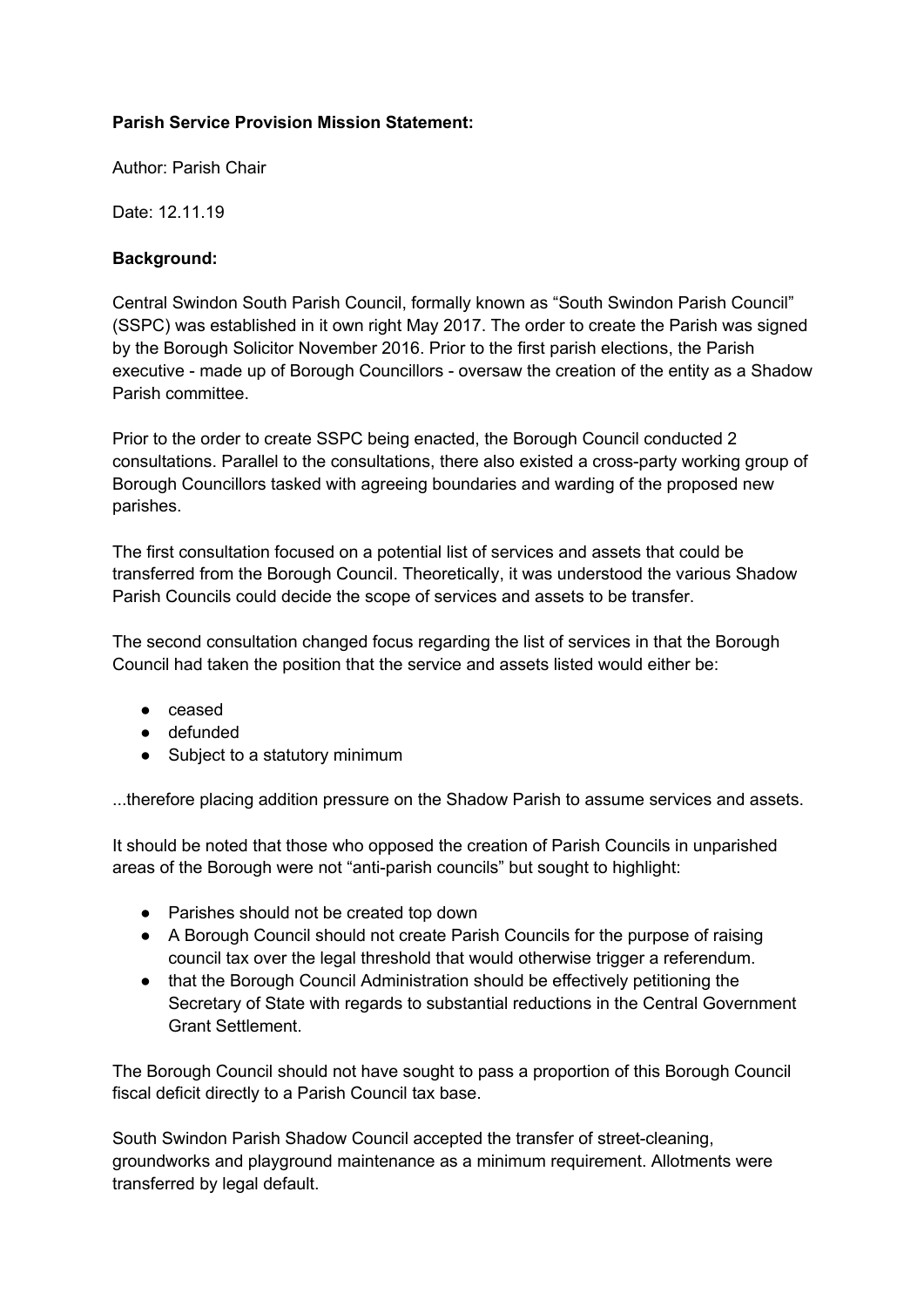**Parish Service Provision Mission Statement:**

Author: Parish Chair

Date: 12.11.19

**Background:**

Central Swindon South Parish Council, formally known as "South Swindon Parish Council" (SSPC) was established in it own right May 2017. The order to create the Parish was signed by the Borough Solicitor November 2016. Prior to the first parish elections, the Parish executive - made up of Borough Councillors - oversaw the creation of the entity as a Shadow Parish committee.

Prior to the order to create SSPC being enacted, the Borough Council conducted 2 consultations. Parallel to the consultations, there also existed a cross-party working group of Borough Councillors tasked with agreeing boundaries and warding of the proposed new parishes.

The first consultation focused on a potential list of services and assets that could be transferred from the Borough Council. Theoretically, it was understood the various Shadow Parish Councils could decide the scope of services and assets to be transfer.

The second consultation changed focus regarding the list of services in that the Borough Council had taken the position that the service and assets listed would either be:

- ceased
- defunded
- Subject to a statutory minimum

...therefore placing addition pressure on the Shadow Parish to assume services and assets.

It should be noted that those who opposed the creation of Parish Councils in unparished areas of the Borough were not "anti-parish councils" but sought to highlight:

- Parishes should not be created top down
- A Borough Council should not create Parish Councils for the purpose of raising council tax over the legal threshold that would otherwise trigger a referendum.
- that the Borough Council Administration should be effectively petitioning the Secretary of State with regards to substantial reductions in the Central Government Grant Settlement.

The Borough Council should not have sought to pass a proportion of this Borough Council fiscal deficit directly to a Parish Council tax base.

South Swindon Parish Shadow Council accepted the transfer of street-cleaning, groundworks and playground maintenance as a minimum requirement. Allotments were transferred by legal default.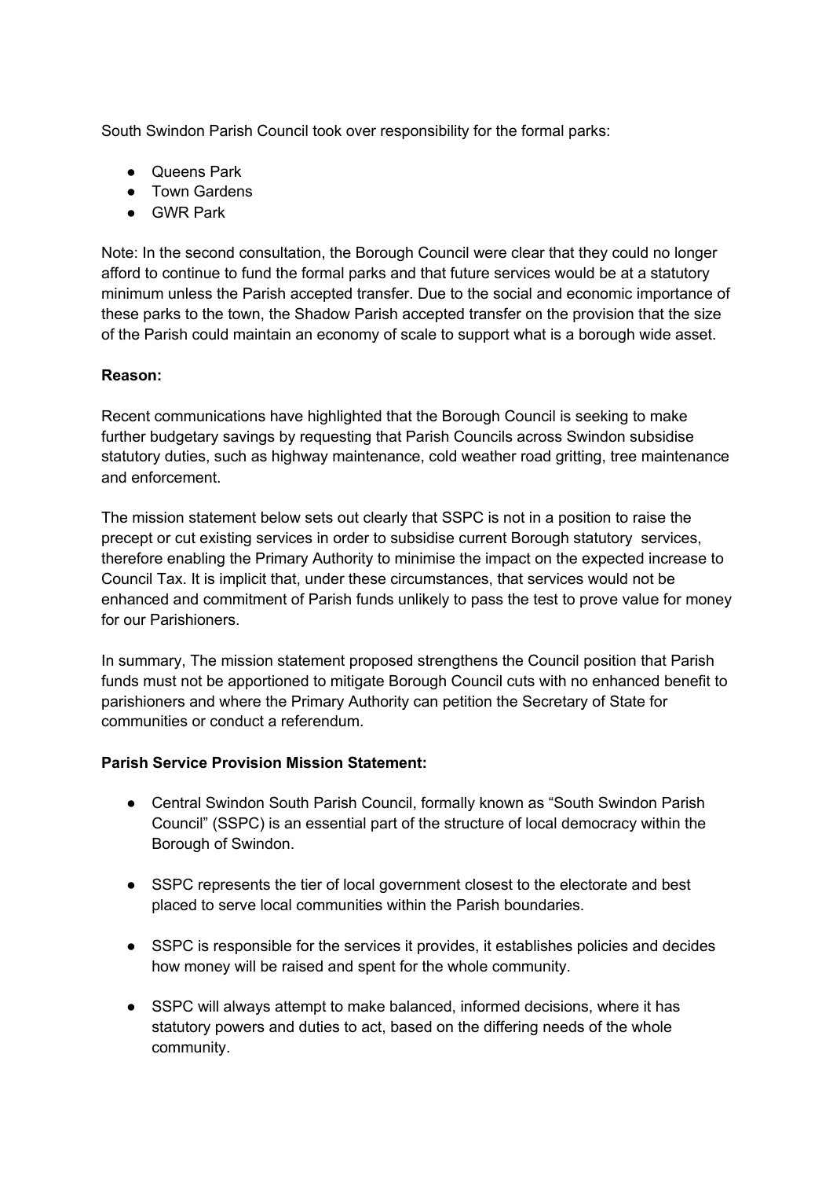South Swindon Parish Council took over responsibility for the formal parks:

- Queens Park
- Town Gardens
- GWR Park

Note: In the second consultation, the Borough Council were clear that they could no longer afford to continue to fund the formal parks and that future services would be at a statutory minimum unless the Parish accepted transfer. Due to the social and economic importance of these parks to the town, the Shadow Parish accepted transfer on the provision that the size of the Parish could maintain an economy of scale to support what is a borough wide asset.

**Reason:**

Recent communications have highlighted that the Borough Council is seeking to make further budgetary savings by requesting that Parish Councils across Swindon subsidise statutory duties, such as highway maintenance, cold weather road gritting, tree maintenance and enforcement.

The mission statement below sets out clearly that SSPC is not in a position to raise the precept or cut existing services in order to subsidise current Borough statutory services, therefore enabling the Primary Authority to minimise the impact on the expected increase to Council Tax. It is implicit that, under these circumstances, that services would not be enhanced and commitment of Parish funds unlikely to pass the test to prove value for money for our Parishioners.

In summary, The mission statement proposed strengthens the Council position that Parish funds must not be apportioned to mitigate Borough Council cuts with no enhanced benefit to parishioners and where the Primary Authority can petition the Secretary of State for communities or conduct a referendum.

**Parish Service Provision Mission Statement:**

- Central Swindon South Parish Council, formally known as "South Swindon Parish Council" (SSPC) is an essential part of the structure of local democracy within the Borough of Swindon.
- SSPC represents the tier of local government closest to the electorate and best placed to serve local communities within the Parish boundaries.
- SSPC is responsible for the services it provides, it establishes policies and decides how money will be raised and spent for the whole community.
- SSPC will always attempt to make balanced, informed decisions, where it has statutory powers and duties to act, based on the differing needs of the whole community.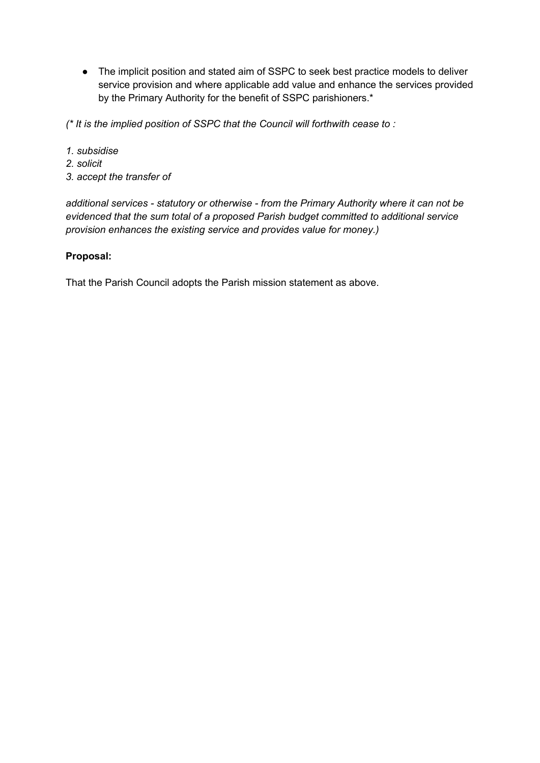- The implicit position and stated aim of SSPC to seek best practice models to deliver service provision and where applicable add value and enhance the services provided by the Primary Authority for the benefit of SSPC parishioners.*

*(* It is the implied position of SSPC that the Council will forthwith cease to :*

*1. subsidise*
*2. solicit*
*3. accept the transfer of*

*additional services - statutory or otherwise - from the Primary Authority where it can not be evidenced that the sum total of a proposed Parish budget committed to additional service provision enhances the existing service and provides value for money.)*

**Proposal:**

That the Parish Council adopts the Parish mission statement as above.